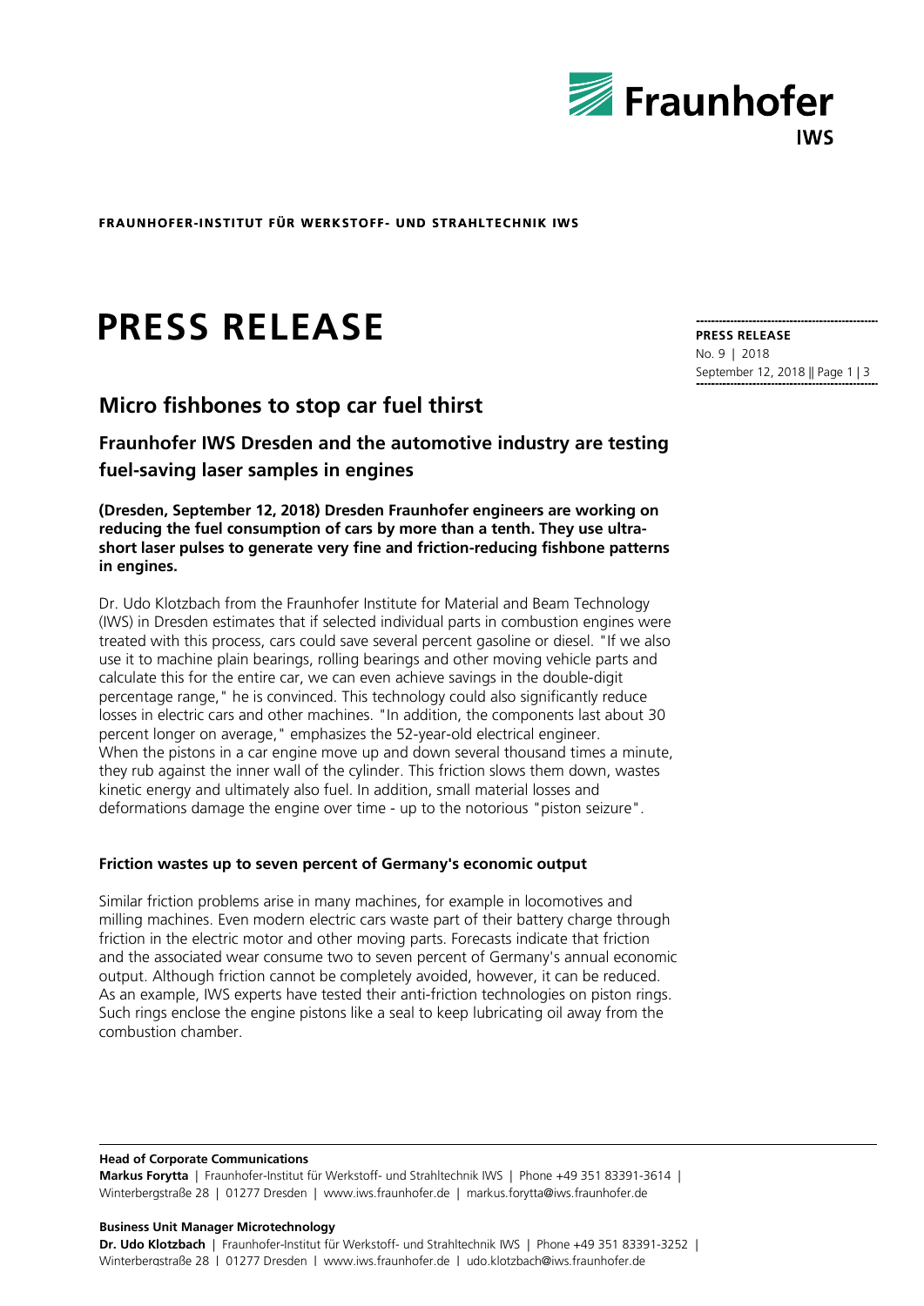**FRAUNHOFER-INSTITUT FÜR WERKSTOFF- UND STRAHLTECHNIK IWS**

# PRESS RELEASE

**PRESS RELEASE**
No. 9 | 2018
September 12, 2018

## Micro fishbones to stop car fuel thirst

### Fraunhofer IWS Dresden and the automotive industry are testing fuel-saving laser samples in engines

**(Dresden, September 12, 2018) Dresden Fraunhofer engineers are working on reducing the fuel consumption of cars by more than a tenth. They use ultra-short laser pulses to generate very fine and friction-reducing fishbone patterns in engines.**

Dr. Udo Klotzbach from the Fraunhofer Institute for Material and Beam Technology (IWS) in Dresden estimates that if selected individual parts in combustion engines were treated with this process, cars could save several percent gasoline or diesel. "If we also use it to machine plain bearings, rolling bearings and other moving vehicle parts and calculate this for the entire car, we can even achieve savings in the double-digit percentage range," he is convinced. This technology could also significantly reduce losses in electric cars and other machines. "In addition, the components last about 30 percent longer on average," emphasizes the 52-year-old electrical engineer.
When the pistons in a car engine move up and down several thousand times a minute, they rub against the inner wall of the cylinder. This friction slows them down, wastes kinetic energy and ultimately also fuel. In addition, small material losses and deformations damage the engine over time - up to the notorious "piston seizure".

#### Friction wastes up to seven percent of Germany's economic output

Similar friction problems arise in many machines, for example in locomotives and milling machines. Even modern electric cars waste part of their battery charge through friction in the electric motor and other moving parts. Forecasts indicate that friction and the associated wear consume two to seven percent of Germany's annual economic output. Although friction cannot be completely avoided, however, it can be reduced. As an example, IWS experts have tested their anti-friction technologies on piston rings. Such rings enclose the engine pistons like a seal to keep lubricating oil away from the combustion chamber.

---

**Head of Corporate Communications**
**Markus Forytta** | Fraunhofer-Institut für Werkstoff- und Strahltechnik IWS | Phone +49 351 83391-3614 | Winterbergstraße 28 | 01277 Dresden | www.iws.fraunhofer.de | markus.forytta@iws.fraunhofer.de

**Business Unit Manager Microtechnology**
**Dr. Udo Klotzbach** | Fraunhofer-Institut für Werkstoff- und Strahltechnik IWS | Phone +49 351 83391-3252 | Winterbergstraße 28 | 01277 Dresden | www.iws.fraunhofer.de | udo.klotzbach@iws.fraunhofer.de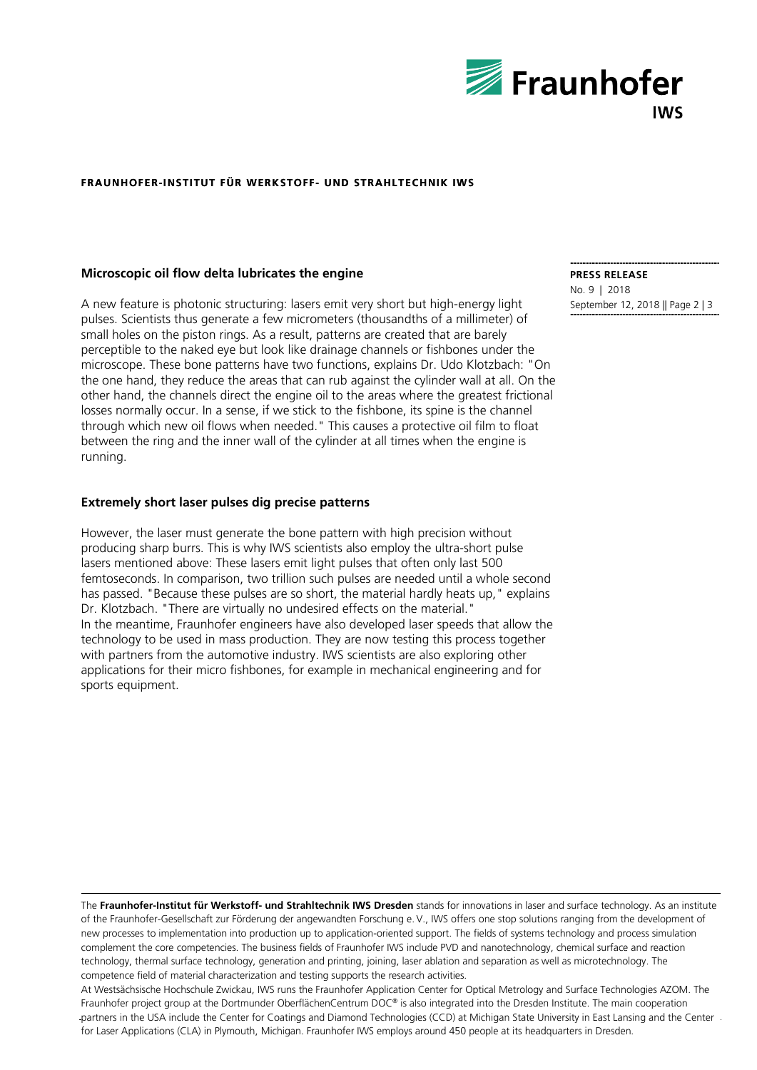## Microscopic oil flow delta lubricates the engine

A new feature is photonic structuring: lasers emit very short but high-energy light pulses. Scientists thus generate a few micrometers (thousandths of a millimeter) of small holes on the piston rings. As a result, patterns are created that are barely perceptible to the naked eye but look like drainage channels or fishbones under the microscope. These bone patterns have two functions, explains Dr. Udo Klotzbach: "On the one hand, they reduce the areas that can rub against the cylinder wall at all. On the other hand, the channels direct the engine oil to the areas where the greatest frictional losses normally occur. In a sense, if we stick to the fishbone, its spine is the channel through which new oil flows when needed." This causes a protective oil film to float between the ring and the inner wall of the cylinder at all times when the engine is running.

## Extremely short laser pulses dig precise patterns

However, the laser must generate the bone pattern with high precision without producing sharp burrs. This is why IWS scientists also employ the ultra-short pulse lasers mentioned above: These lasers emit light pulses that often only last 500 femtoseconds. In comparison, two trillion such pulses are needed until a whole second has passed. "Because these pulses are so short, the material hardly heats up," explains Dr. Klotzbach. "There are virtually no undesired effects on the material."
In the meantime, Fraunhofer engineers have also developed laser speeds that allow the technology to be used in mass production. They are now testing this process together with partners from the automotive industry. IWS scientists are also exploring other applications for their micro fishbones, for example in mechanical engineering and for sports equipment.

The **Fraunhofer-Institut für Werkstoff- und Strahltechnik IWS Dresden** stands for innovations in laser and surface technology. As an institute of the Fraunhofer-Gesellschaft zur Förderung der angewandten Forschung e. V., IWS offers one stop solutions ranging from the development of new processes to implementation into production up to application-oriented support. The fields of systems technology and process simulation complement the core competencies. The business fields of Fraunhofer IWS include PVD and nanotechnology, chemical surface and reaction technology, thermal surface technology, generation and printing, joining, laser ablation and separation as well as microtechnology. The competence field of material characterization and testing supports the research activities.
At Westsächsische Hochschule Zwickau, IWS runs the Fraunhofer Application Center for Optical Metrology and Surface Technologies AZOM. The Fraunhofer project group at the Dortmunder OberflächenCentrum DOC® is also integrated into the Dresden Institute. The main cooperation partners in the USA include the Center for Coatings and Diamond Technologies (CCD) at Michigan State University in East Lansing and the Center for Laser Applications (CLA) in Plymouth, Michigan. Fraunhofer IWS employs around 450 people at its headquarters in Dresden.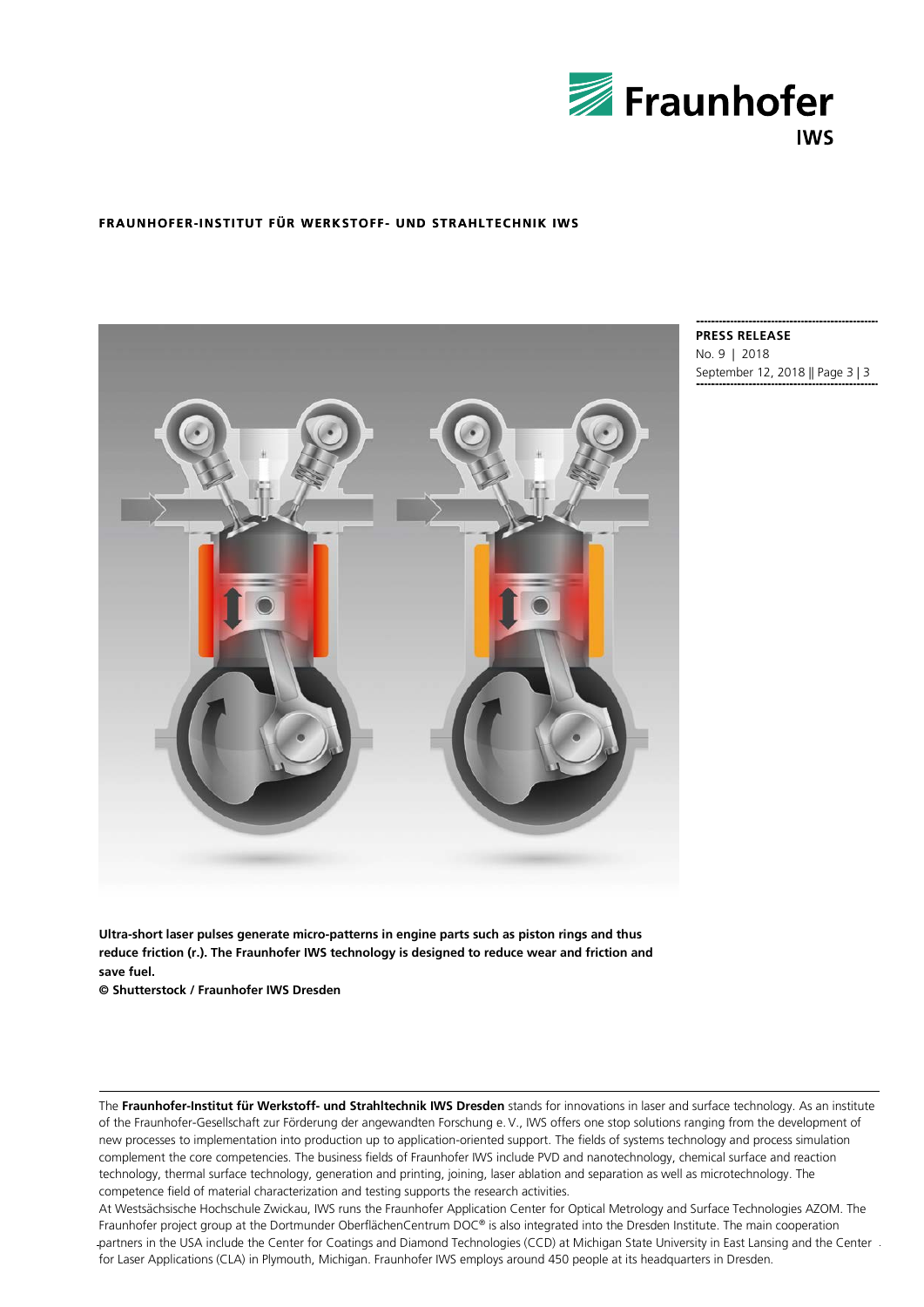**FRAUNHOFER-INSTITUT FÜR WERKSTOFF- UND STRAHLTECHNIK IWS**

**PRESS RELEASE**
No. 9 | 2018
September 12, 2018 || Page 3 | 3

**Ultra-short laser pulses generate micro-patterns in engine parts such as piston rings and thus reduce friction (r.). The Fraunhofer IWS technology is designed to reduce wear and friction and save fuel.**
**© Shutterstock / Fraunhofer IWS Dresden**

The **Fraunhofer-Institut für Werkstoff- und Strahltechnik IWS Dresden** stands for innovations in laser and surface technology. As an institute of the Fraunhofer-Gesellschaft zur Förderung der angewandten Forschung e. V., IWS offers one stop solutions ranging from the development of new processes to implementation into production up to application-oriented support. The fields of systems technology and process simulation complement the core competencies. The business fields of Fraunhofer IWS include PVD and nanotechnology, chemical surface and reaction technology, thermal surface technology, generation and printing, joining, laser ablation and separation as well as microtechnology. The competence field of material characterization and testing supports the research activities.
At Westsächsische Hochschule Zwickau, IWS runs the Fraunhofer Application Center for Optical Metrology and Surface Technologies AZOM. The Fraunhofer project group at the Dortmunder OberflächenCentrum DOC® is also integrated into the Dresden Institute. The main cooperation partners in the USA include the Center for Coatings and Diamond Technologies (CCD) at Michigan State University in East Lansing and the Center for Laser Applications (CLA) in Plymouth, Michigan. Fraunhofer IWS employs around 450 people at its headquarters in Dresden.